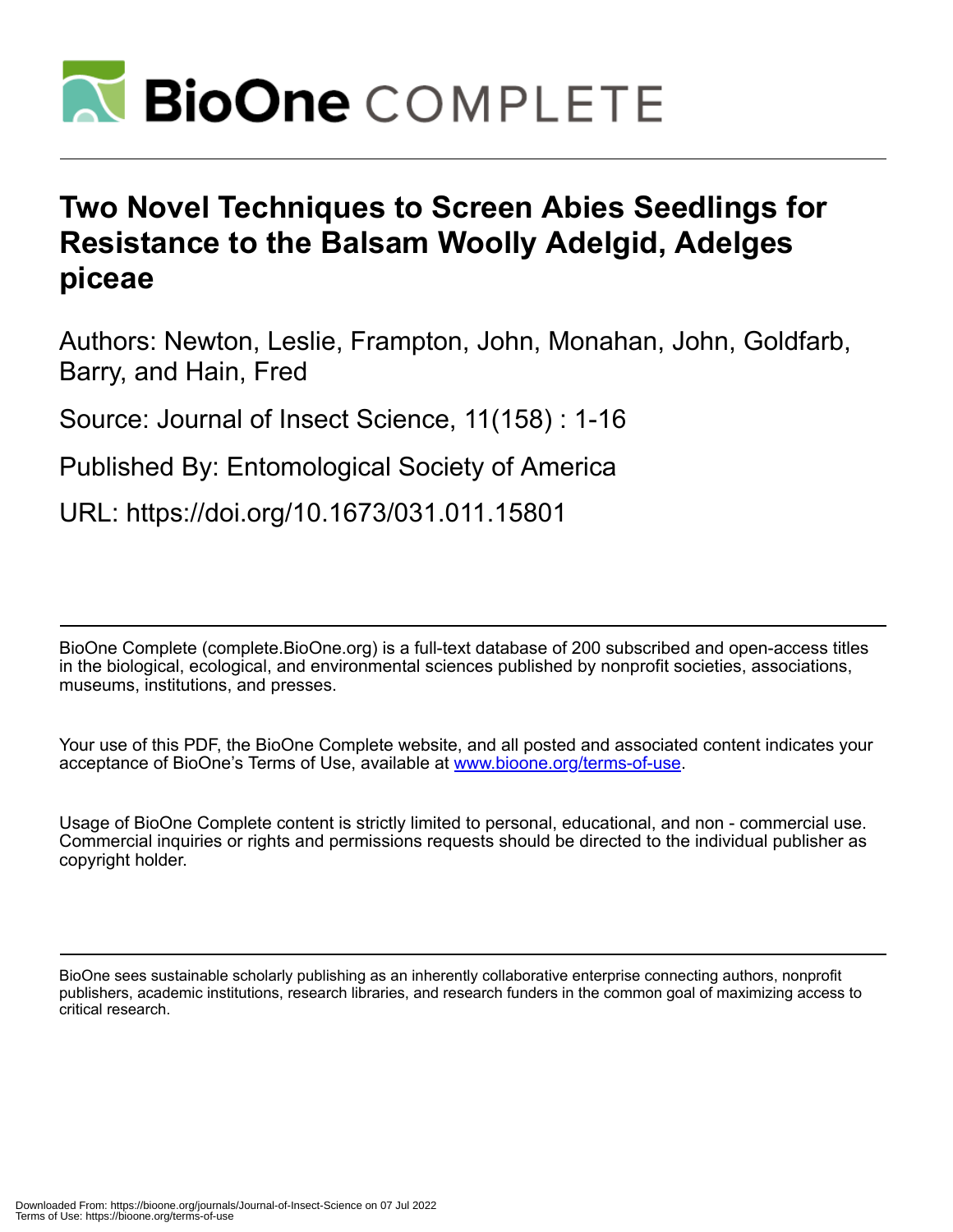# Two Novel Techniques to Screen Abies Seedlings for Resistance to the Balsam Woolly Adelgid, Adelges piceae

Authors: Newton, Leslie, Frampton, John, Monahan, John, Goldfarb, Barry, and Hain, Fred

Source: Journal of Insect Science, 11(158) : 1-16

Published By: Entomological Society of America

URL: https://doi.org/10.1673/031.011.15801

BioOne Complete (complete.BioOne.org) is a full-text database of 200 subscribed and open-access titles in the biological, ecological, and environmental sciences published by nonprofit societies, associations, museums, institutions, and presses.

Your use of this PDF, the BioOne Complete website, and all posted and associated content indicates your acceptance of BioOne's Terms of Use, available at www.bioone.org/terms-of-use.

Usage of BioOne Complete content is strictly limited to personal, educational, and non - commercial use. Commercial inquiries or rights and permissions requests should be directed to the individual publisher as copyright holder.

BioOne sees sustainable scholarly publishing as an inherently collaborative enterprise connecting authors, nonprofit publishers, academic institutions, research libraries, and research funders in the common goal of maximizing access to critical research.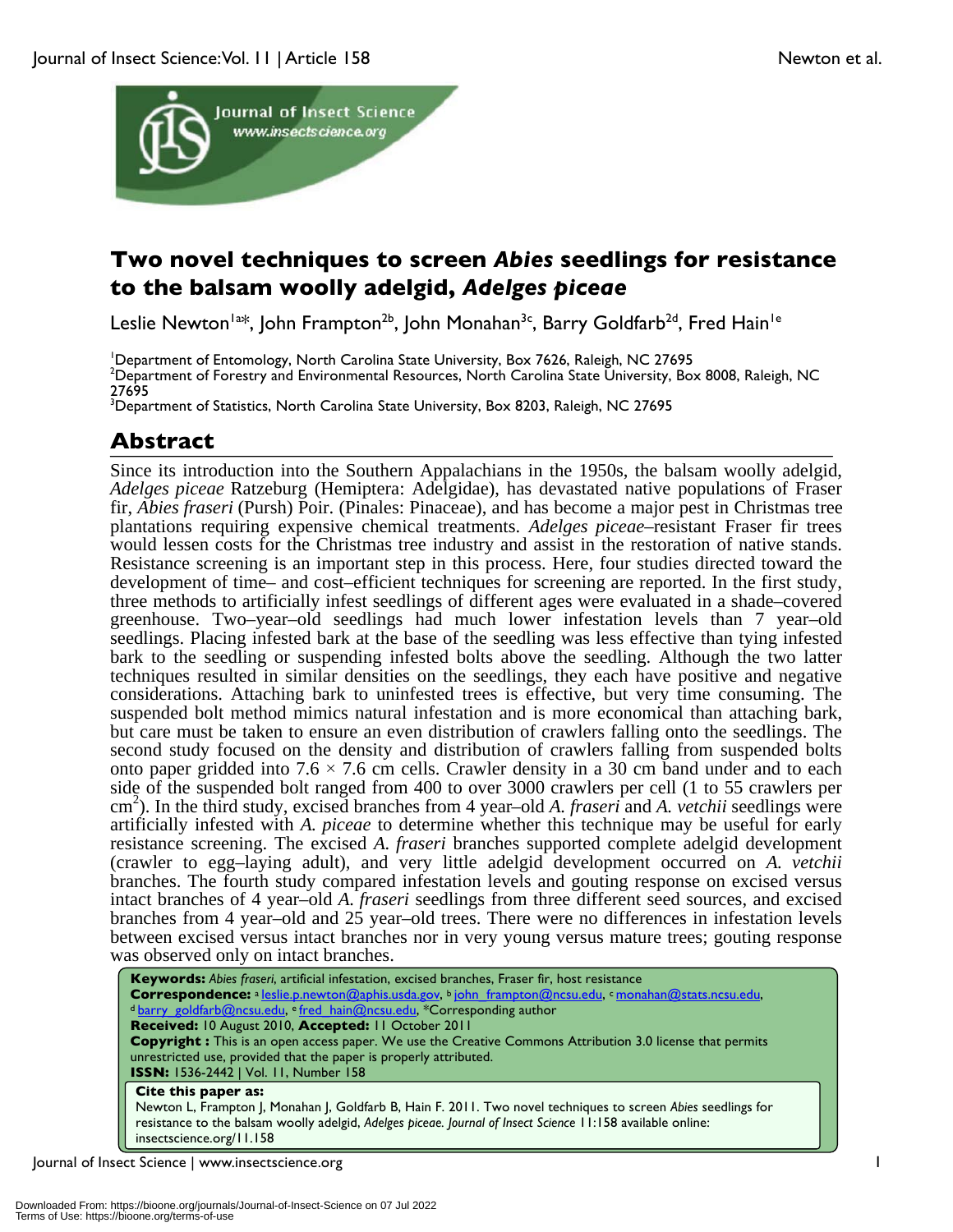# Two novel techniques to screen *Abies* seedlings for resistance to the balsam woolly adelgid, *Adelges piceae*

Leslie Newton[1a*], John Frampton[2b], John Monahan[3c], Barry Goldfarb[2d], Fred Hain[1e]

[1]Department of Entomology, North Carolina State University, Box 7626, Raleigh, NC 27695
[2]Department of Forestry and Environmental Resources, North Carolina State University, Box 8008, Raleigh, NC 27695
[3]Department of Statistics, North Carolina State University, Box 8203, Raleigh, NC 27695

## Abstract

Since its introduction into the Southern Appalachians in the 1950s, the balsam woolly adelgid, *Adelges piceae* Ratzeburg (Hemiptera: Adelgidae), has devastated native populations of Fraser fir, *Abies fraseri* (Pursh) Poir. (Pinales: Pinaceae), and has become a major pest in Christmas tree plantations requiring expensive chemical treatments. *Adelges piceae*–resistant Fraser fir trees would lessen costs for the Christmas tree industry and assist in the restoration of native stands. Resistance screening is an important step in this process. Here, four studies directed toward the development of time– and cost–efficient techniques for screening are reported. In the first study, three methods to artificially infest seedlings of different ages were evaluated in a shade–covered greenhouse. Two–year–old seedlings had much lower infestation levels than 7 year–old seedlings. Placing infested bark at the base of the seedling was less effective than tying infested bark to the seedling or suspending infested bolts above the seedling. Although the two latter techniques resulted in similar densities on the seedlings, they each have positive and negative considerations. Attaching bark to uninfested trees is effective, but very time consuming. The suspended bolt method mimics natural infestation and is more economical than attaching bark, but care must be taken to ensure an even distribution of crawlers falling onto the seedlings. The second study focused on the density and distribution of crawlers falling from suspended bolts onto paper gridded into $7.6 \times 7.6$ cm cells. Crawler density in a 30 cm band under and to each side of the suspended bolt ranged from 400 to over 3000 crawlers per cell (1 to 55 crawlers per cm$^2$). In the third study, excised branches from 4 year–old *A. fraseri* and *A. vetchii* seedlings were artificially infested with *A. piceae* to determine whether this technique may be useful for early resistance screening. The excised *A. fraseri* branches supported complete adelgid development (crawler to egg–laying adult), and very little adelgid development occurred on *A. vetchii* branches. The fourth study compared infestation levels and gouting response on excised versus intact branches of 4 year–old *A. fraseri* seedlings from three different seed sources, and excised branches from 4 year–old and 25 year–old trees. There were no differences in infestation levels between excised versus intact branches nor in very young versus mature trees; gouting response was observed only on intact branches.

**Keywords:** *Abies fraseri*, artificial infestation, excised branches, Fraser fir, host resistance
**Correspondence:** [a] leslie.p.newton@aphis.usda.gov, [b] john_frampton@ncsu.edu, [c] monahan@stats.ncsu.edu, [d] barry_goldfarb@ncsu.edu, [e] fred_hain@ncsu.edu, *Corresponding author
**Received:** 10 August 2010, **Accepted:** 11 October 2011
**Copyright :** This is an open access paper. We use the Creative Commons Attribution 3.0 license that permits unrestricted use, provided that the paper is properly attributed.
**ISSN:** 1536-2442 | Vol. 11, Number 158

**Cite this paper as:**
Newton L, Frampton J, Monahan J, Goldfarb B, Hain F. 2011. Two novel techniques to screen *Abies* seedlings for resistance to the balsam woolly adelgid, *Adelges piceae*. *Journal of Insect Science* 11:158 available online: insectscience.org/11.158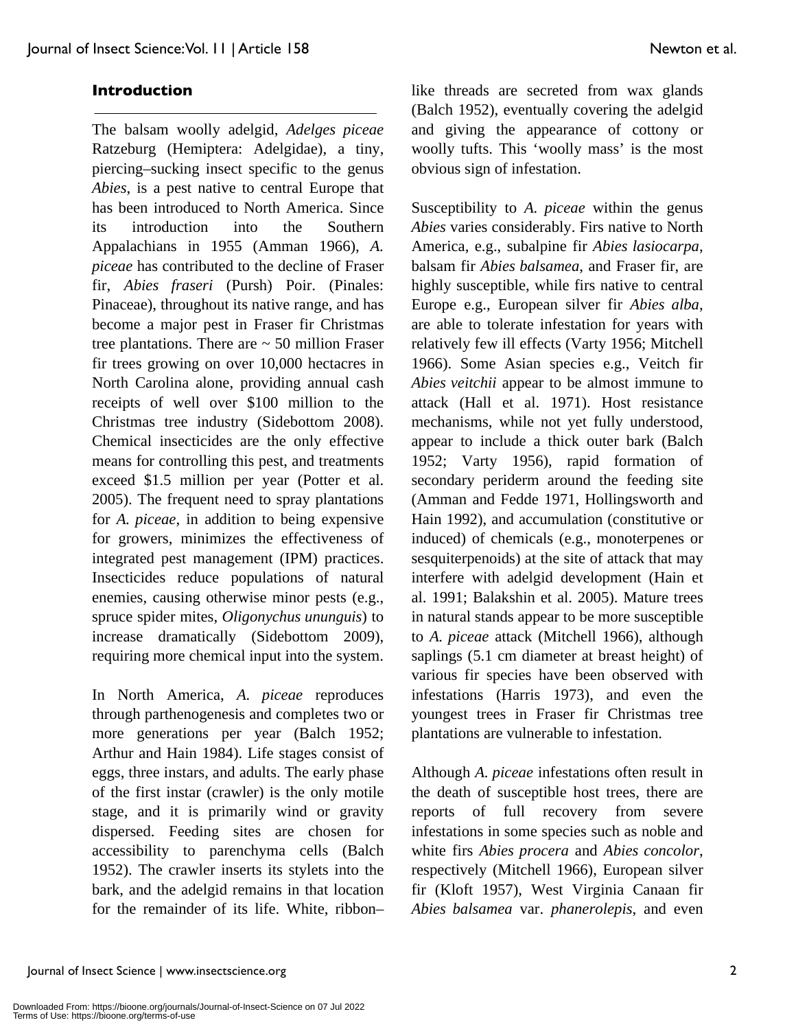## Introduction

The balsam woolly adelgid, *Adelges piceae* Ratzeburg (Hemiptera: Adelgidae), a tiny, piercing–sucking insect specific to the genus *Abies*, is a pest native to central Europe that has been introduced to North America. Since its introduction into the Southern Appalachians in 1955 (Amman 1966), *A. piceae* has contributed to the decline of Fraser fir, *Abies fraseri* (Pursh) Poir. (Pinales: Pinaceae), throughout its native range, and has become a major pest in Fraser fir Christmas tree plantations. There are ~ 50 million Fraser fir trees growing on over 10,000 hectacres in North Carolina alone, providing annual cash receipts of well over $100 million to the Christmas tree industry (Sidebottom 2008). Chemical insecticides are the only effective means for controlling this pest, and treatments exceed $1.5 million per year (Potter et al. 2005). The frequent need to spray plantations for *A. piceae*, in addition to being expensive for growers, minimizes the effectiveness of integrated pest management (IPM) practices. Insecticides reduce populations of natural enemies, causing otherwise minor pests (e.g., spruce spider mites, *Oligonychus ununguis*) to increase dramatically (Sidebottom 2009), requiring more chemical input into the system.

In North America, *A. piceae* reproduces through parthenogenesis and completes two or more generations per year (Balch 1952; Arthur and Hain 1984). Life stages consist of eggs, three instars, and adults. The early phase of the first instar (crawler) is the only motile stage, and it is primarily wind or gravity dispersed. Feeding sites are chosen for accessibility to parenchyma cells (Balch 1952). The crawler inserts its stylets into the bark, and the adelgid remains in that location for the remainder of its life. White, ribbon–like threads are secreted from wax glands (Balch 1952), eventually covering the adelgid and giving the appearance of cottony or woolly tufts. This 'woolly mass' is the most obvious sign of infestation.

Susceptibility to *A. piceae* within the genus *Abies* varies considerably. Firs native to North America, e.g., subalpine fir *Abies lasiocarpa*, balsam fir *Abies balsamea*, and Fraser fir, are highly susceptible, while firs native to central Europe e.g., European silver fir *Abies alba*, are able to tolerate infestation for years with relatively few ill effects (Varty 1956; Mitchell 1966). Some Asian species e.g., Veitch fir *Abies veitchii* appear to be almost immune to attack (Hall et al. 1971). Host resistance mechanisms, while not yet fully understood, appear to include a thick outer bark (Balch 1952; Varty 1956), rapid formation of secondary periderm around the feeding site (Amman and Fedde 1971, Hollingsworth and Hain 1992), and accumulation (constitutive or induced) of chemicals (e.g., monoterpenes or sesquiterpenoids) at the site of attack that may interfere with adelgid development (Hain et al. 1991; Balakshin et al. 2005). Mature trees in natural stands appear to be more susceptible to *A. piceae* attack (Mitchell 1966), although saplings (5.1 cm diameter at breast height) of various fir species have been observed with infestations (Harris 1973), and even the youngest trees in Fraser fir Christmas tree plantations are vulnerable to infestation.

Although *A. piceae* infestations often result in the death of susceptible host trees, there are reports of full recovery from severe infestations in some species such as noble and white firs *Abies procera* and *Abies concolor*, respectively (Mitchell 1966), European silver fir (Kloft 1957), West Virginia Canaan fir *Abies balsamea* var. *phanerolepis*, and even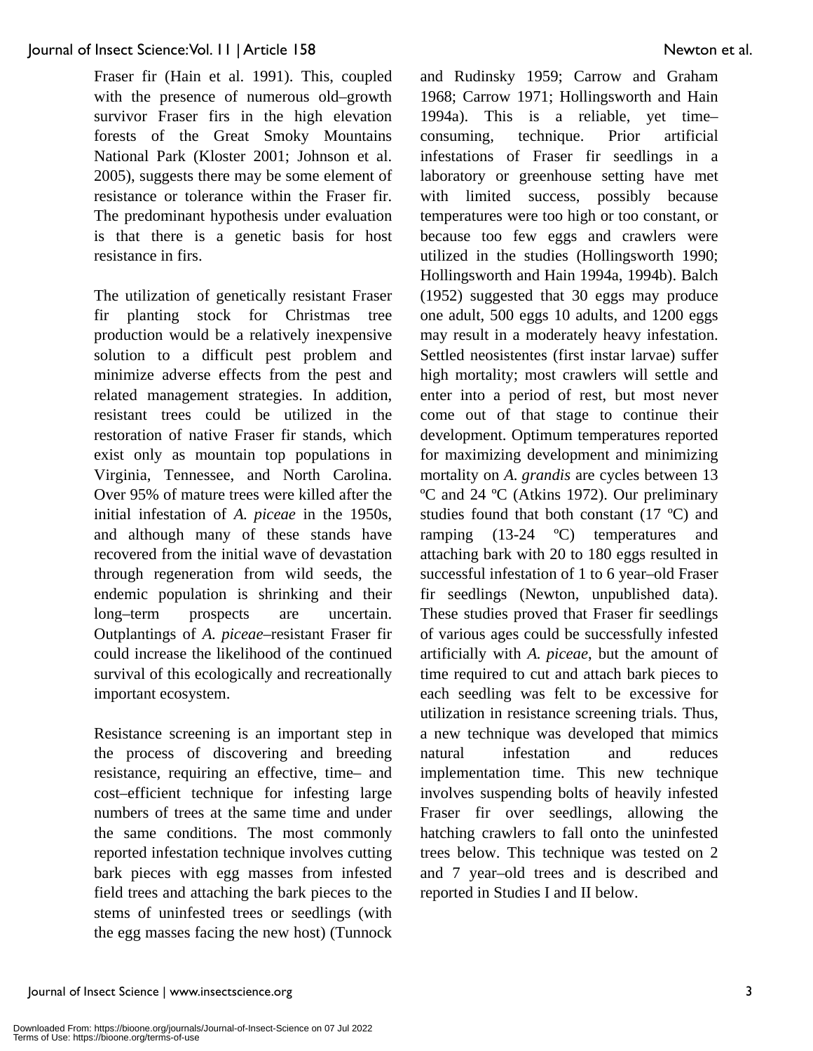Fraser fir (Hain et al. 1991). This, coupled with the presence of numerous old–growth survivor Fraser firs in the high elevation forests of the Great Smoky Mountains National Park (Kloster 2001; Johnson et al. 2005), suggests there may be some element of resistance or tolerance within the Fraser fir. The predominant hypothesis under evaluation is that there is a genetic basis for host resistance in firs.

The utilization of genetically resistant Fraser fir planting stock for Christmas tree production would be a relatively inexpensive solution to a difficult pest problem and minimize adverse effects from the pest and related management strategies. In addition, resistant trees could be utilized in the restoration of native Fraser fir stands, which exist only as mountain top populations in Virginia, Tennessee, and North Carolina. Over 95% of mature trees were killed after the initial infestation of *A. piceae* in the 1950s, and although many of these stands have recovered from the initial wave of devastation through regeneration from wild seeds, the endemic population is shrinking and their long–term prospects are uncertain. Outplantings of *A. piceae*–resistant Fraser fir could increase the likelihood of the continued survival of this ecologically and recreationally important ecosystem.

Resistance screening is an important step in the process of discovering and breeding resistance, requiring an effective, time– and cost–efficient technique for infesting large numbers of trees at the same time and under the same conditions. The most commonly reported infestation technique involves cutting bark pieces with egg masses from infested field trees and attaching the bark pieces to the stems of uninfested trees or seedlings (with the egg masses facing the new host) (Tunnock and Rudinsky 1959; Carrow and Graham 1968; Carrow 1971; Hollingsworth and Hain 1994a). This is a reliable, yet time–consuming, technique. Prior artificial infestations of Fraser fir seedlings in a laboratory or greenhouse setting have met with limited success, possibly because temperatures were too high or too constant, or because too few eggs and crawlers were utilized in the studies (Hollingsworth 1990; Hollingsworth and Hain 1994a, 1994b). Balch (1952) suggested that 30 eggs may produce one adult, 500 eggs 10 adults, and 1200 eggs may result in a moderately heavy infestation. Settled neosistentes (first instar larvae) suffer high mortality; most crawlers will settle and enter into a period of rest, but most never come out of that stage to continue their development. Optimum temperatures reported for maximizing development and minimizing mortality on *A. grandis* are cycles between 13 ºC and 24 ºC (Atkins 1972). Our preliminary studies found that both constant (17 ºC) and ramping (13-24 ºC) temperatures and attaching bark with 20 to 180 eggs resulted in successful infestation of 1 to 6 year–old Fraser fir seedlings (Newton, unpublished data). These studies proved that Fraser fir seedlings of various ages could be successfully infested artificially with *A. piceae*, but the amount of time required to cut and attach bark pieces to each seedling was felt to be excessive for utilization in resistance screening trials. Thus, a new technique was developed that mimics natural infestation and reduces implementation time. This new technique involves suspending bolts of heavily infested Fraser fir over seedlings, allowing the hatching crawlers to fall onto the uninfested trees below. This technique was tested on 2 and 7 year–old trees and is described and reported in Studies I and II below.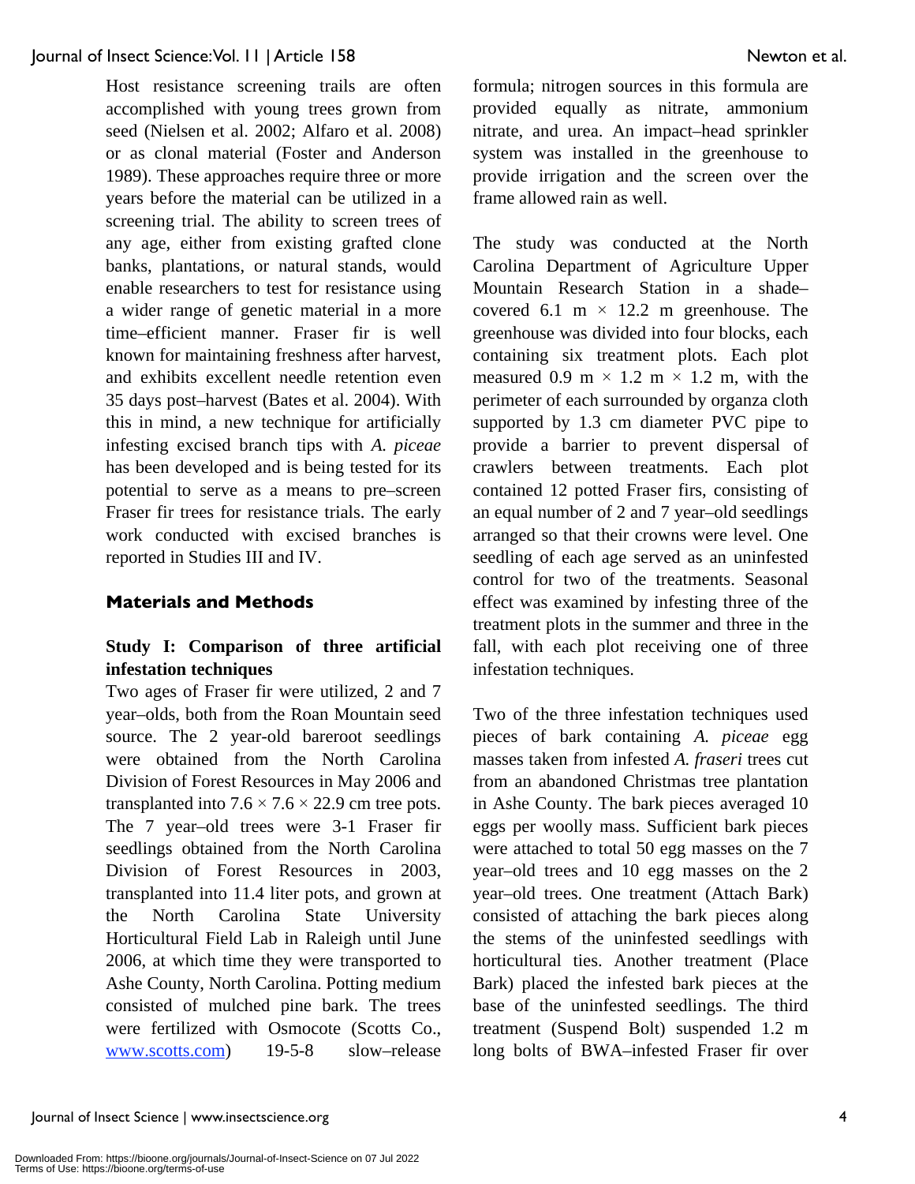Host resistance screening trails are often accomplished with young trees grown from seed (Nielsen et al. 2002; Alfaro et al. 2008) or as clonal material (Foster and Anderson 1989). These approaches require three or more years before the material can be utilized in a screening trial. The ability to screen trees of any age, either from existing grafted clone banks, plantations, or natural stands, would enable researchers to test for resistance using a wider range of genetic material in a more time–efficient manner. Fraser fir is well known for maintaining freshness after harvest, and exhibits excellent needle retention even 35 days post–harvest (Bates et al. 2004). With this in mind, a new technique for artificially infesting excised branch tips with *A. piceae* has been developed and is being tested for its potential to serve as a means to pre–screen Fraser fir trees for resistance trials. The early work conducted with excised branches is reported in Studies III and IV.

## Materials and Methods

### Study I: Comparison of three artificial infestation techniques

Two ages of Fraser fir were utilized, 2 and 7 year–olds, both from the Roan Mountain seed source. The 2 year-old bareroot seedlings were obtained from the North Carolina Division of Forest Resources in May 2006 and transplanted into 7.6 × 7.6 × 22.9 cm tree pots. The 7 year–old trees were 3-1 Fraser fir seedlings obtained from the North Carolina Division of Forest Resources in 2003, transplanted into 11.4 liter pots, and grown at the North Carolina State University Horticultural Field Lab in Raleigh until June 2006, at which time they were transported to Ashe County, North Carolina. Potting medium consisted of mulched pine bark. The trees were fertilized with Osmocote (Scotts Co., www.scotts.com) 19-5-8 slow–release formula; nitrogen sources in this formula are provided equally as nitrate, ammonium nitrate, and urea. An impact–head sprinkler system was installed in the greenhouse to provide irrigation and the screen over the frame allowed rain as well.

The study was conducted at the North Carolina Department of Agriculture Upper Mountain Research Station in a shade–covered 6.1 m × 12.2 m greenhouse. The greenhouse was divided into four blocks, each containing six treatment plots. Each plot measured 0.9 m × 1.2 m × 1.2 m, with the perimeter of each surrounded by organza cloth supported by 1.3 cm diameter PVC pipe to provide a barrier to prevent dispersal of crawlers between treatments. Each plot contained 12 potted Fraser firs, consisting of an equal number of 2 and 7 year–old seedlings arranged so that their crowns were level. One seedling of each age served as an uninfested control for two of the treatments. Seasonal effect was examined by infesting three of the treatment plots in the summer and three in the fall, with each plot receiving one of three infestation techniques.

Two of the three infestation techniques used pieces of bark containing *A. piceae* egg masses taken from infested *A. fraseri* trees cut from an abandoned Christmas tree plantation in Ashe County. The bark pieces averaged 10 eggs per woolly mass. Sufficient bark pieces were attached to total 50 egg masses on the 7 year–old trees and 10 egg masses on the 2 year–old trees. One treatment (Attach Bark) consisted of attaching the bark pieces along the stems of the uninfested seedlings with horticultural ties. Another treatment (Place Bark) placed the infested bark pieces at the base of the uninfested seedlings. The third treatment (Suspend Bolt) suspended 1.2 m long bolts of BWA–infested Fraser fir over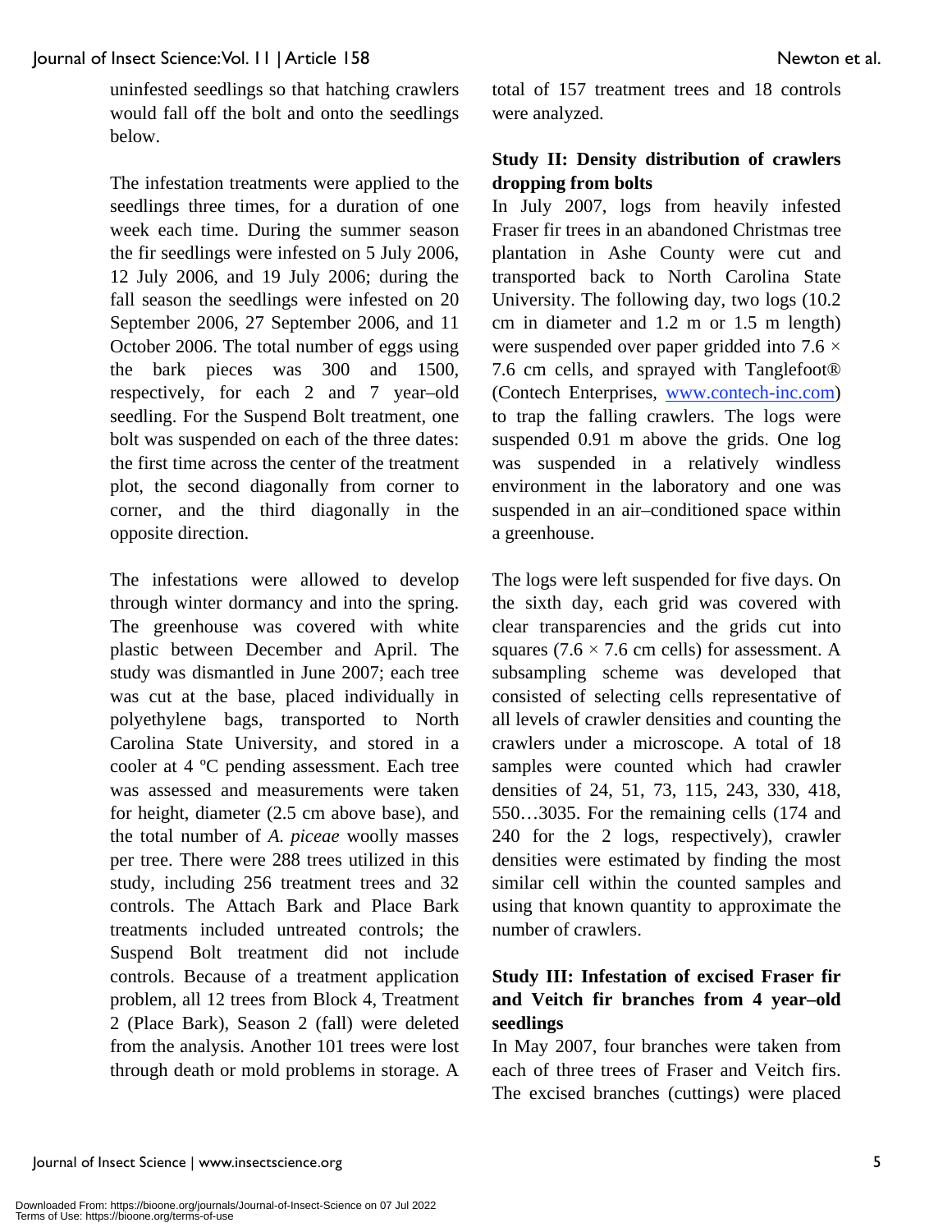uninfested seedlings so that hatching crawlers would fall off the bolt and onto the seedlings below.

The infestation treatments were applied to the seedlings three times, for a duration of one week each time. During the summer season the fir seedlings were infested on 5 July 2006, 12 July 2006, and 19 July 2006; during the fall season the seedlings were infested on 20 September 2006, 27 September 2006, and 11 October 2006. The total number of eggs using the bark pieces was 300 and 1500, respectively, for each 2 and 7 year–old seedling. For the Suspend Bolt treatment, one bolt was suspended on each of the three dates: the first time across the center of the treatment plot, the second diagonally from corner to corner, and the third diagonally in the opposite direction.

The infestations were allowed to develop through winter dormancy and into the spring. The greenhouse was covered with white plastic between December and April. The study was dismantled in June 2007; each tree was cut at the base, placed individually in polyethylene bags, transported to North Carolina State University, and stored in a cooler at 4 ºC pending assessment. Each tree was assessed and measurements were taken for height, diameter (2.5 cm above base), and the total number of *A. piceae* woolly masses per tree. There were 288 trees utilized in this study, including 256 treatment trees and 32 controls. The Attach Bark and Place Bark treatments included untreated controls; the Suspend Bolt treatment did not include controls. Because of a treatment application problem, all 12 trees from Block 4, Treatment 2 (Place Bark), Season 2 (fall) were deleted from the analysis. Another 101 trees were lost through death or mold problems in storage. A total of 157 treatment trees and 18 controls were analyzed.

### Study II: Density distribution of crawlers dropping from bolts

In July 2007, logs from heavily infested Fraser fir trees in an abandoned Christmas tree plantation in Ashe County were cut and transported back to North Carolina State University. The following day, two logs (10.2 cm in diameter and 1.2 m or 1.5 m length) were suspended over paper gridded into 7.6 × 7.6 cm cells, and sprayed with Tanglefoot® (Contech Enterprises, www.contech-inc.com) to trap the falling crawlers. The logs were suspended 0.91 m above the grids. One log was suspended in a relatively windless environment in the laboratory and one was suspended in an air–conditioned space within a greenhouse.

The logs were left suspended for five days. On the sixth day, each grid was covered with clear transparencies and the grids cut into squares (7.6 × 7.6 cm cells) for assessment. A subsampling scheme was developed that consisted of selecting cells representative of all levels of crawler densities and counting the crawlers under a microscope. A total of 18 samples were counted which had crawler densities of 24, 51, 73, 115, 243, 330, 418, 550…3035. For the remaining cells (174 and 240 for the 2 logs, respectively), crawler densities were estimated by finding the most similar cell within the counted samples and using that known quantity to approximate the number of crawlers.

### Study III: Infestation of excised Fraser fir and Veitch fir branches from 4 year–old seedlings

In May 2007, four branches were taken from each of three trees of Fraser and Veitch firs. The excised branches (cuttings) were placed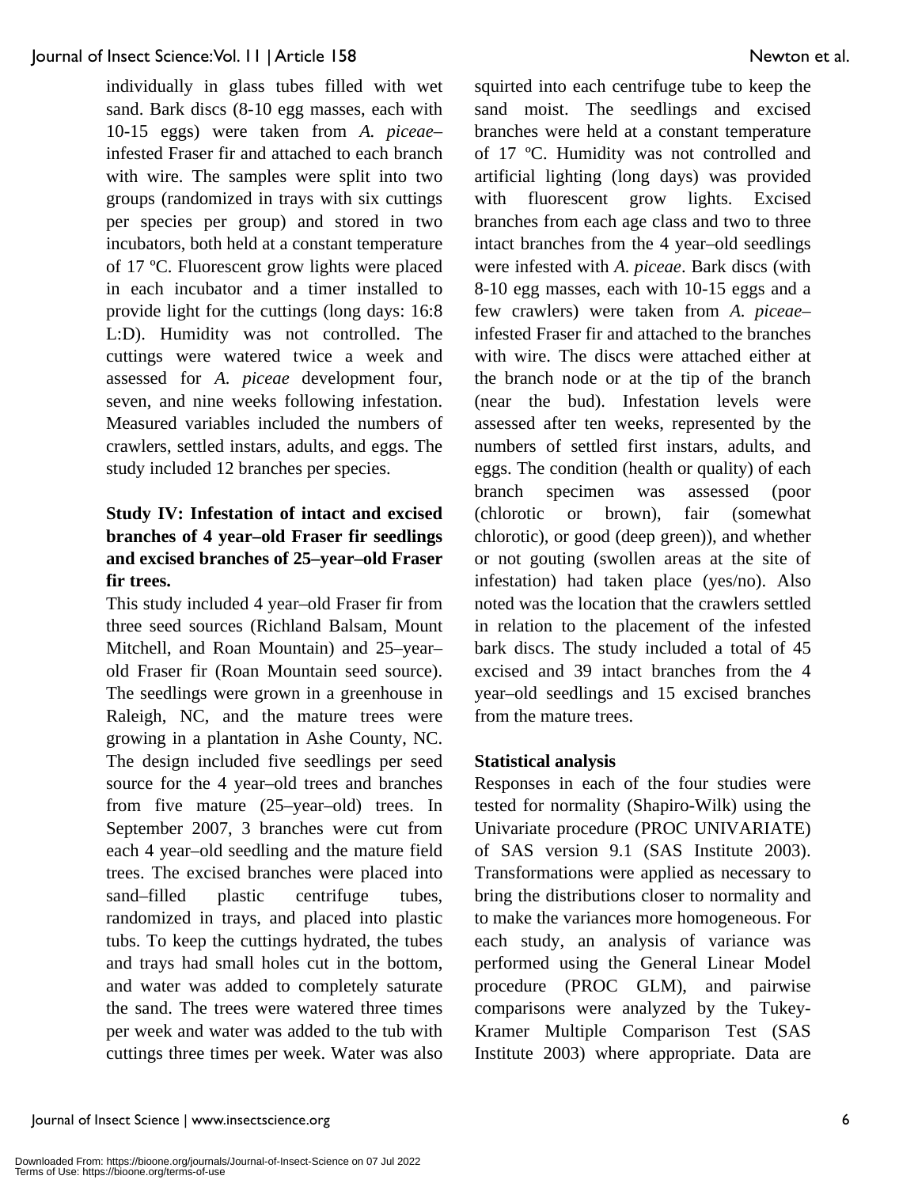individually in glass tubes filled with wet sand. Bark discs (8-10 egg masses, each with 10-15 eggs) were taken from *A. piceae*–infested Fraser fir and attached to each branch with wire. The samples were split into two groups (randomized in trays with six cuttings per species per group) and stored in two incubators, both held at a constant temperature of 17 ºC. Fluorescent grow lights were placed in each incubator and a timer installed to provide light for the cuttings (long days: 16:8 L:D). Humidity was not controlled. The cuttings were watered twice a week and assessed for *A. piceae* development four, seven, and nine weeks following infestation. Measured variables included the numbers of crawlers, settled instars, adults, and eggs. The study included 12 branches per species.

### Study IV: Infestation of intact and excised branches of 4 year–old Fraser fir seedlings and excised branches of 25–year–old Fraser fir trees.

This study included 4 year–old Fraser fir from three seed sources (Richland Balsam, Mount Mitchell, and Roan Mountain) and 25–year–old Fraser fir (Roan Mountain seed source). The seedlings were grown in a greenhouse in Raleigh, NC, and the mature trees were growing in a plantation in Ashe County, NC. The design included five seedlings per seed source for the 4 year–old trees and branches from five mature (25–year–old) trees. In September 2007, 3 branches were cut from each 4 year–old seedling and the mature field trees. The excised branches were placed into sand–filled plastic centrifuge tubes, randomized in trays, and placed into plastic tubs. To keep the cuttings hydrated, the tubes and trays had small holes cut in the bottom, and water was added to completely saturate the sand. The trees were watered three times per week and water was added to the tub with cuttings three times per week. Water was also squirted into each centrifuge tube to keep the sand moist. The seedlings and excised branches were held at a constant temperature of 17 ºC. Humidity was not controlled and artificial lighting (long days) was provided with fluorescent grow lights. Excised branches from each age class and two to three intact branches from the 4 year–old seedlings were infested with *A. piceae*. Bark discs (with 8-10 egg masses, each with 10-15 eggs and a few crawlers) were taken from *A. piceae*–infested Fraser fir and attached to the branches with wire. The discs were attached either at the branch node or at the tip of the branch (near the bud). Infestation levels were assessed after ten weeks, represented by the numbers of settled first instars, adults, and eggs. The condition (health or quality) of each branch specimen was assessed (poor (chlorotic or brown), fair (somewhat chlorotic), or good (deep green)), and whether or not gouting (swollen areas at the site of infestation) had taken place (yes/no). Also noted was the location that the crawlers settled in relation to the placement of the infested bark discs. The study included a total of 45 excised and 39 intact branches from the 4 year–old seedlings and 15 excised branches from the mature trees.

### Statistical analysis

Responses in each of the four studies were tested for normality (Shapiro-Wilk) using the Univariate procedure (PROC UNIVARIATE) of SAS version 9.1 (SAS Institute 2003). Transformations were applied as necessary to bring the distributions closer to normality and to make the variances more homogeneous. For each study, an analysis of variance was performed using the General Linear Model procedure (PROC GLM), and pairwise comparisons were analyzed by the Tukey-Kramer Multiple Comparison Test (SAS Institute 2003) where appropriate. Data are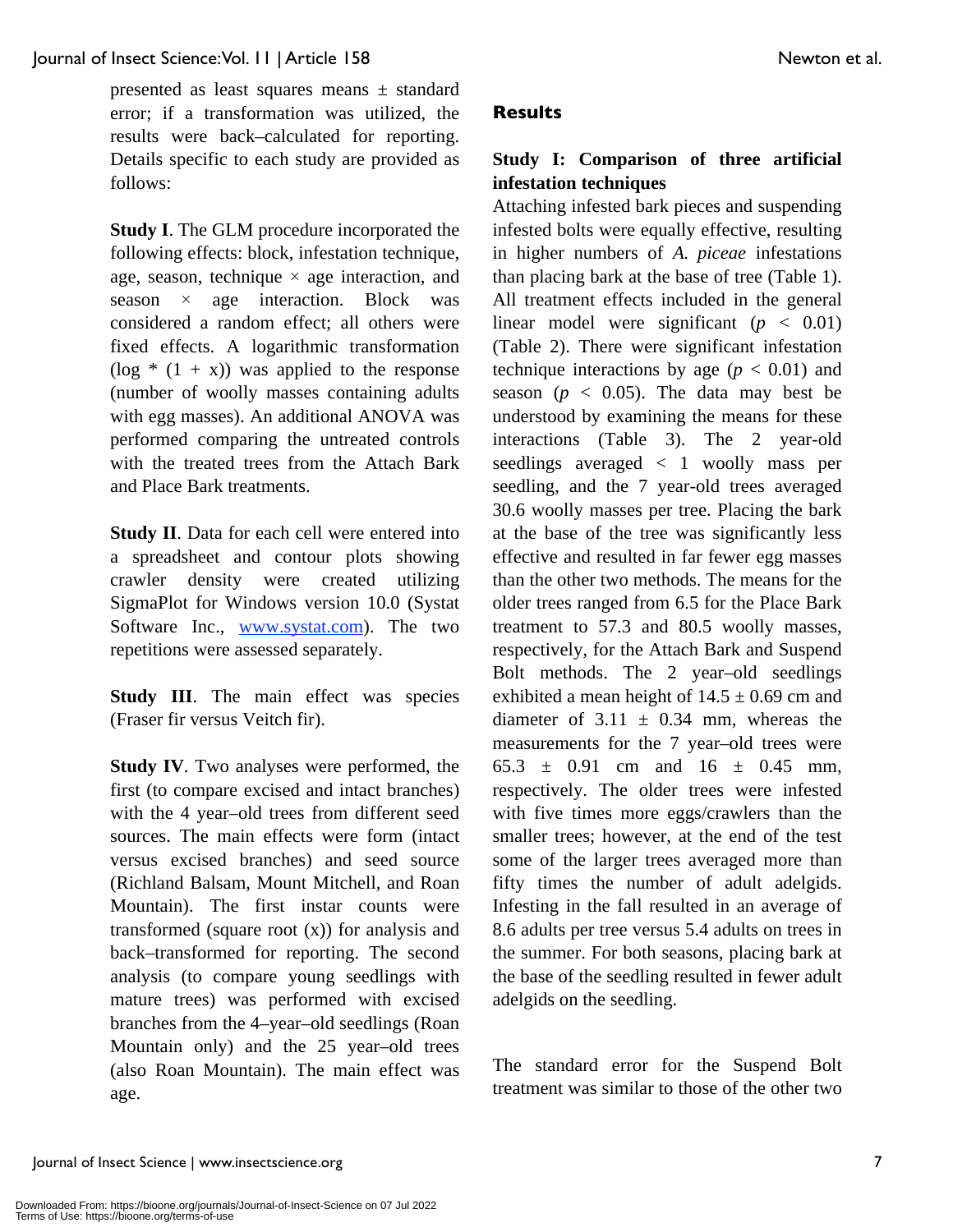presented as least squares means ± standard error; if a transformation was utilized, the results were back–calculated for reporting. Details specific to each study are provided as follows:

**Study I**. The GLM procedure incorporated the following effects: block, infestation technique, age, season, technique × age interaction, and season × age interaction. Block was considered a random effect; all others were fixed effects. A logarithmic transformation (log * (1 + x)) was applied to the response (number of woolly masses containing adults with egg masses). An additional ANOVA was performed comparing the untreated controls with the treated trees from the Attach Bark and Place Bark treatments.

**Study II**. Data for each cell were entered into a spreadsheet and contour plots showing crawler density were created utilizing SigmaPlot for Windows version 10.0 (Systat Software Inc., www.systat.com). The two repetitions were assessed separately.

**Study III**. The main effect was species (Fraser fir versus Veitch fir).

**Study IV**. Two analyses were performed, the first (to compare excised and intact branches) with the 4 year–old trees from different seed sources. The main effects were form (intact versus excised branches) and seed source (Richland Balsam, Mount Mitchell, and Roan Mountain). The first instar counts were transformed (square root (x)) for analysis and back–transformed for reporting. The second analysis (to compare young seedlings with mature trees) was performed with excised branches from the 4–year–old seedlings (Roan Mountain only) and the 25 year–old trees (also Roan Mountain). The main effect was age.

## Results

### Study I: Comparison of three artificial infestation techniques

Attaching infested bark pieces and suspending infested bolts were equally effective, resulting in higher numbers of *A. piceae* infestations than placing bark at the base of tree (Table 1). All treatment effects included in the general linear model were significant ($p < 0.01$) (Table 2). There were significant infestation technique interactions by age ($p < 0.01$) and season ($p < 0.05$). The data may best be understood by examining the means for these interactions (Table 3). The 2 year-old seedlings averaged < 1 woolly mass per seedling, and the 7 year-old trees averaged 30.6 woolly masses per tree. Placing the bark at the base of the tree was significantly less effective and resulted in far fewer egg masses than the other two methods. The means for the older trees ranged from 6.5 for the Place Bark treatment to 57.3 and 80.5 woolly masses, respectively, for the Attach Bark and Suspend Bolt methods. The 2 year–old seedlings exhibited a mean height of 14.5 ± 0.69 cm and diameter of 3.11 ± 0.34 mm, whereas the measurements for the 7 year–old trees were 65.3 ± 0.91 cm and 16 ± 0.45 mm, respectively. The older trees were infested with five times more eggs/crawlers than the smaller trees; however, at the end of the test some of the larger trees averaged more than fifty times the number of adult adelgids. Infesting in the fall resulted in an average of 8.6 adults per tree versus 5.4 adults on trees in the summer. For both seasons, placing bark at the base of the seedling resulted in fewer adult adelgids on the seedling.

The standard error for the Suspend Bolt treatment was similar to those of the other two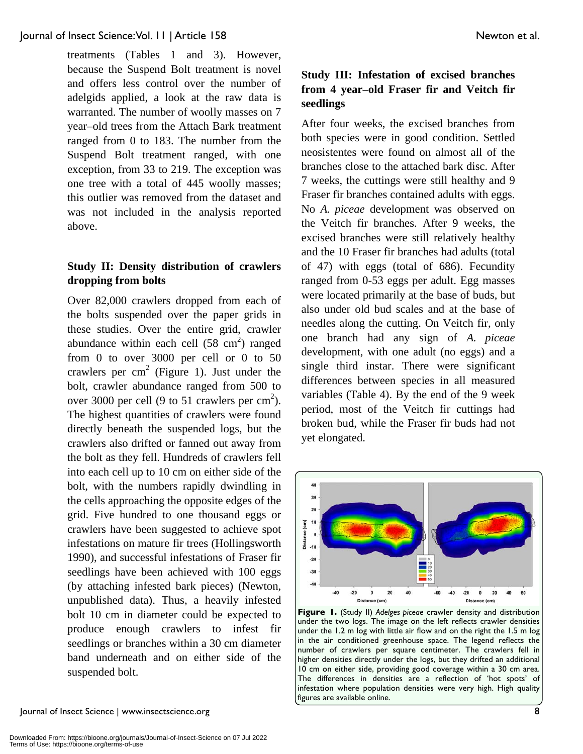treatments (Tables 1 and 3). However, because the Suspend Bolt treatment is novel and offers less control over the number of adelgids applied, a look at the raw data is warranted. The number of woolly masses on 7 year–old trees from the Attach Bark treatment ranged from 0 to 183. The number from the Suspend Bolt treatment ranged, with one exception, from 33 to 219. The exception was one tree with a total of 445 woolly masses; this outlier was removed from the dataset and was not included in the analysis reported above.

### Study II: Density distribution of crawlers dropping from bolts

Over 82,000 crawlers dropped from each of the bolts suspended over the paper grids in these studies. Over the entire grid, crawler abundance within each cell (58 $cm^2$) ranged from 0 to over 3000 per cell or 0 to 50 crawlers per $cm^2$ (Figure 1). Just under the bolt, crawler abundance ranged from 500 to over 3000 per cell (9 to 51 crawlers per $cm^2$). The highest quantities of crawlers were found directly beneath the suspended logs, but the crawlers also drifted or fanned out away from the bolt as they fell. Hundreds of crawlers fell into each cell up to 10 cm on either side of the bolt, with the numbers rapidly dwindling in the cells approaching the opposite edges of the grid. Five hundred to one thousand eggs or crawlers have been suggested to achieve spot infestations on mature fir trees (Hollingsworth 1990), and successful infestations of Fraser fir seedlings have been achieved with 100 eggs (by attaching infested bark pieces) (Newton, unpublished data). Thus, a heavily infested bolt 10 cm in diameter could be expected to produce enough crawlers to infest fir seedlings or branches within a 30 cm diameter band underneath and on either side of the suspended bolt.

### Study III: Infestation of excised branches from 4 year–old Fraser fir and Veitch fir seedlings

After four weeks, the excised branches from both species were in good condition. Settled neosistentes were found on almost all of the branches close to the attached bark disc. After 7 weeks, the cuttings were still healthy and 9 Fraser fir branches contained adults with eggs. No *A. piceae* development was observed on the Veitch fir branches. After 9 weeks, the excised branches were still relatively healthy and the 10 Fraser fir branches had adults (total of 47) with eggs (total of 686). Fecundity ranged from 0-53 eggs per adult. Egg masses were located primarily at the base of buds, but also under old bud scales and at the base of needles along the cutting. On Veitch fir, only one branch had any sign of *A. piceae* development, with one adult (no eggs) and a single third instar. There were significant differences between species in all measured variables (Table 4). By the end of the 9 week period, most of the Veitch fir cuttings had broken bud, while the Fraser fir buds had not yet elongated.

**Figure 1.** (Study II) *Adelges piceae* crawler density and distribution under the two logs. The image on the left reflects crawler densities under the 1.2 m log with little air flow and on the right the 1.5 m log in the air conditioned greenhouse space. The legend reflects the number of crawlers per square centimeter. The crawlers fell in higher densities directly under the logs, but they drifted an additional 10 cm on either side, providing good coverage within a 30 cm area. The differences in densities are a reflection of 'hot spots' of infestation where population densities were very high. High quality figures are available online.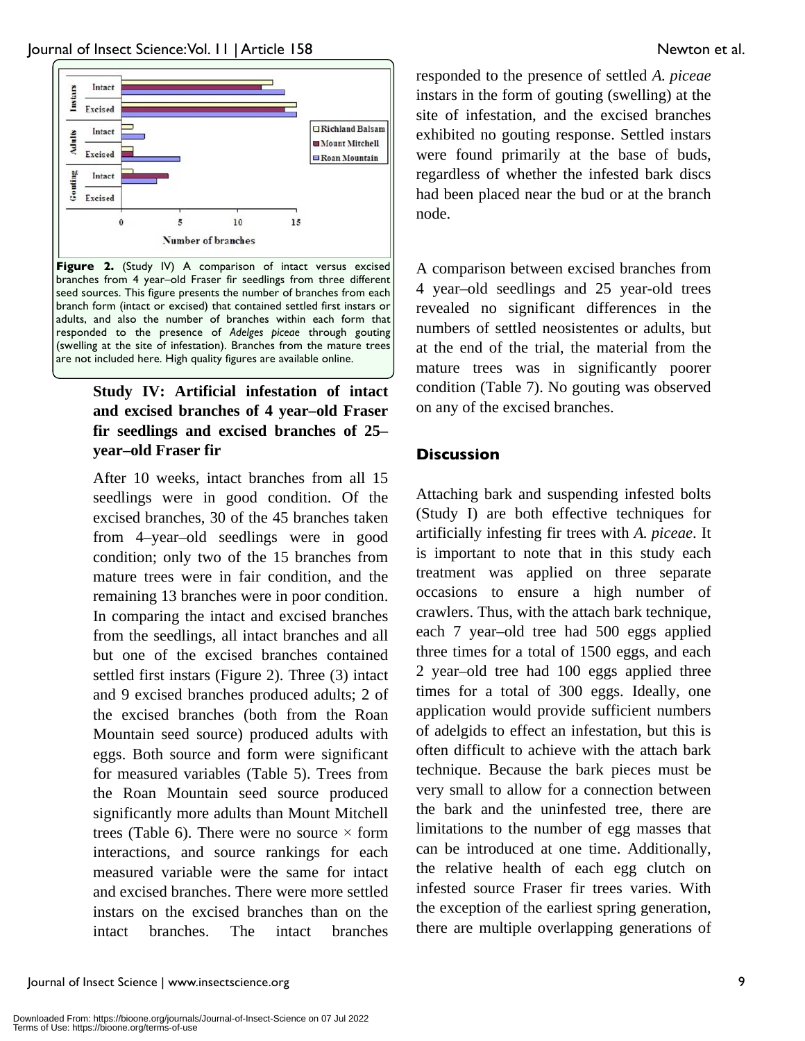**Figure 2.** (Study IV) A comparison of intact versus excised branches from 4 year–old Fraser fir seedlings from three different seed sources. This figure presents the number of branches from each branch form (intact or excised) that contained settled first instars or adults, and also the number of branches within each form that responded to the presence of *Adelges piceae* through gouting (swelling at the site of infestation). Branches from the mature trees are not included here. High quality figures are available online.

### Study IV: Artificial infestation of intact and excised branches of 4 year–old Fraser fir seedlings and excised branches of 25–year–old Fraser fir

After 10 weeks, intact branches from all 15 seedlings were in good condition. Of the excised branches, 30 of the 45 branches taken from 4–year–old seedlings were in good condition; only two of the 15 branches from mature trees were in fair condition, and the remaining 13 branches were in poor condition. In comparing the intact and excised branches from the seedlings, all intact branches and all but one of the excised branches contained settled first instars (Figure 2). Three (3) intact and 9 excised branches produced adults; 2 of the excised branches (both from the Roan Mountain seed source) produced adults with eggs. Both source and form were significant for measured variables (Table 5). Trees from the Roan Mountain seed source produced significantly more adults than Mount Mitchell trees (Table 6). There were no source × form interactions, and source rankings for each measured variable were the same for intact and excised branches. There were more settled instars on the excised branches than on the intact branches. The intact branches responded to the presence of settled *A. piceae* instars in the form of gouting (swelling) at the site of infestation, and the excised branches exhibited no gouting response. Settled instars were found primarily at the base of buds, regardless of whether the infested bark discs had been placed near the bud or at the branch node.

A comparison between excised branches from 4 year–old seedlings and 25 year-old trees revealed no significant differences in the numbers of settled neosistentes or adults, but at the end of the trial, the material from the mature trees was in significantly poorer condition (Table 7). No gouting was observed on any of the excised branches.

## Discussion

Attaching bark and suspending infested bolts (Study I) are both effective techniques for artificially infesting fir trees with *A. piceae*. It is important to note that in this study each treatment was applied on three separate occasions to ensure a high number of crawlers. Thus, with the attach bark technique, each 7 year–old tree had 500 eggs applied three times for a total of 1500 eggs, and each 2 year–old tree had 100 eggs applied three times for a total of 300 eggs. Ideally, one application would provide sufficient numbers of adelgids to effect an infestation, but this is often difficult to achieve with the attach bark technique. Because the bark pieces must be very small to allow for a connection between the bark and the uninfested tree, there are limitations to the number of egg masses that can be introduced at one time. Additionally, the relative health of each egg clutch on infested source Fraser fir trees varies. With the exception of the earliest spring generation, there are multiple overlapping generations of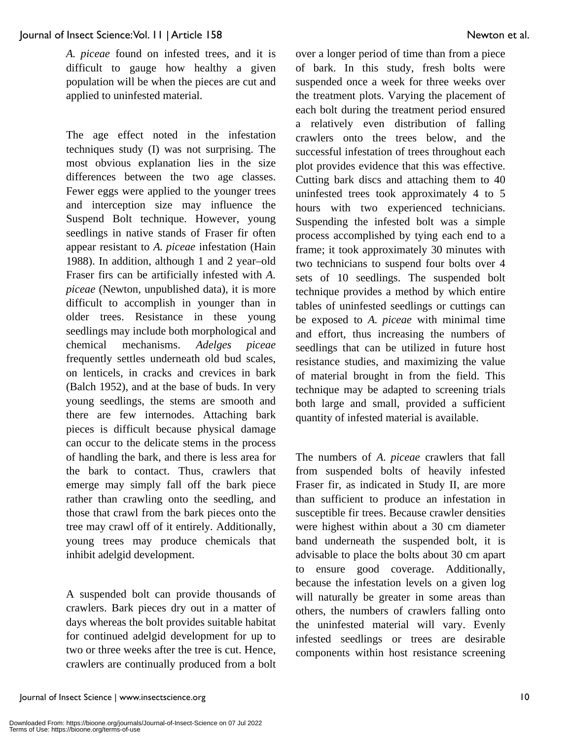*A. piceae* found on infested trees, and it is difficult to gauge how healthy a given population will be when the pieces are cut and applied to uninfested material.

The age effect noted in the infestation techniques study (I) was not surprising. The most obvious explanation lies in the size differences between the two age classes. Fewer eggs were applied to the younger trees and interception size may influence the Suspend Bolt technique. However, young seedlings in native stands of Fraser fir often appear resistant to *A. piceae* infestation (Hain 1988). In addition, although 1 and 2 year–old Fraser firs can be artificially infested with *A. piceae* (Newton, unpublished data), it is more difficult to accomplish in younger than in older trees. Resistance in these young seedlings may include both morphological and chemical mechanisms. *Adelges piceae* frequently settles underneath old bud scales, on lenticels, in cracks and crevices in bark (Balch 1952), and at the base of buds. In very young seedlings, the stems are smooth and there are few internodes. Attaching bark pieces is difficult because physical damage can occur to the delicate stems in the process of handling the bark, and there is less area for the bark to contact. Thus, crawlers that emerge may simply fall off the bark piece rather than crawling onto the seedling, and those that crawl from the bark pieces onto the tree may crawl off of it entirely. Additionally, young trees may produce chemicals that inhibit adelgid development.

A suspended bolt can provide thousands of crawlers. Bark pieces dry out in a matter of days whereas the bolt provides suitable habitat for continued adelgid development for up to two or three weeks after the tree is cut. Hence, crawlers are continually produced from a bolt over a longer period of time than from a piece of bark. In this study, fresh bolts were suspended once a week for three weeks over the treatment plots. Varying the placement of each bolt during the treatment period ensured a relatively even distribution of falling crawlers onto the trees below, and the successful infestation of trees throughout each plot provides evidence that this was effective. Cutting bark discs and attaching them to 40 uninfested trees took approximately 4 to 5 hours with two experienced technicians. Suspending the infested bolt was a simple process accomplished by tying each end to a frame; it took approximately 30 minutes with two technicians to suspend four bolts over 4 sets of 10 seedlings. The suspended bolt technique provides a method by which entire tables of uninfested seedlings or cuttings can be exposed to *A. piceae* with minimal time and effort, thus increasing the numbers of seedlings that can be utilized in future host resistance studies, and maximizing the value of material brought in from the field. This technique may be adapted to screening trials both large and small, provided a sufficient quantity of infested material is available.

The numbers of *A. piceae* crawlers that fall from suspended bolts of heavily infested Fraser fir, as indicated in Study II, are more than sufficient to produce an infestation in susceptible fir trees. Because crawler densities were highest within about a 30 cm diameter band underneath the suspended bolt, it is advisable to place the bolts about 30 cm apart to ensure good coverage. Additionally, because the infestation levels on a given log will naturally be greater in some areas than others, the numbers of crawlers falling onto the uninfested material will vary. Evenly infested seedlings or trees are desirable components within host resistance screening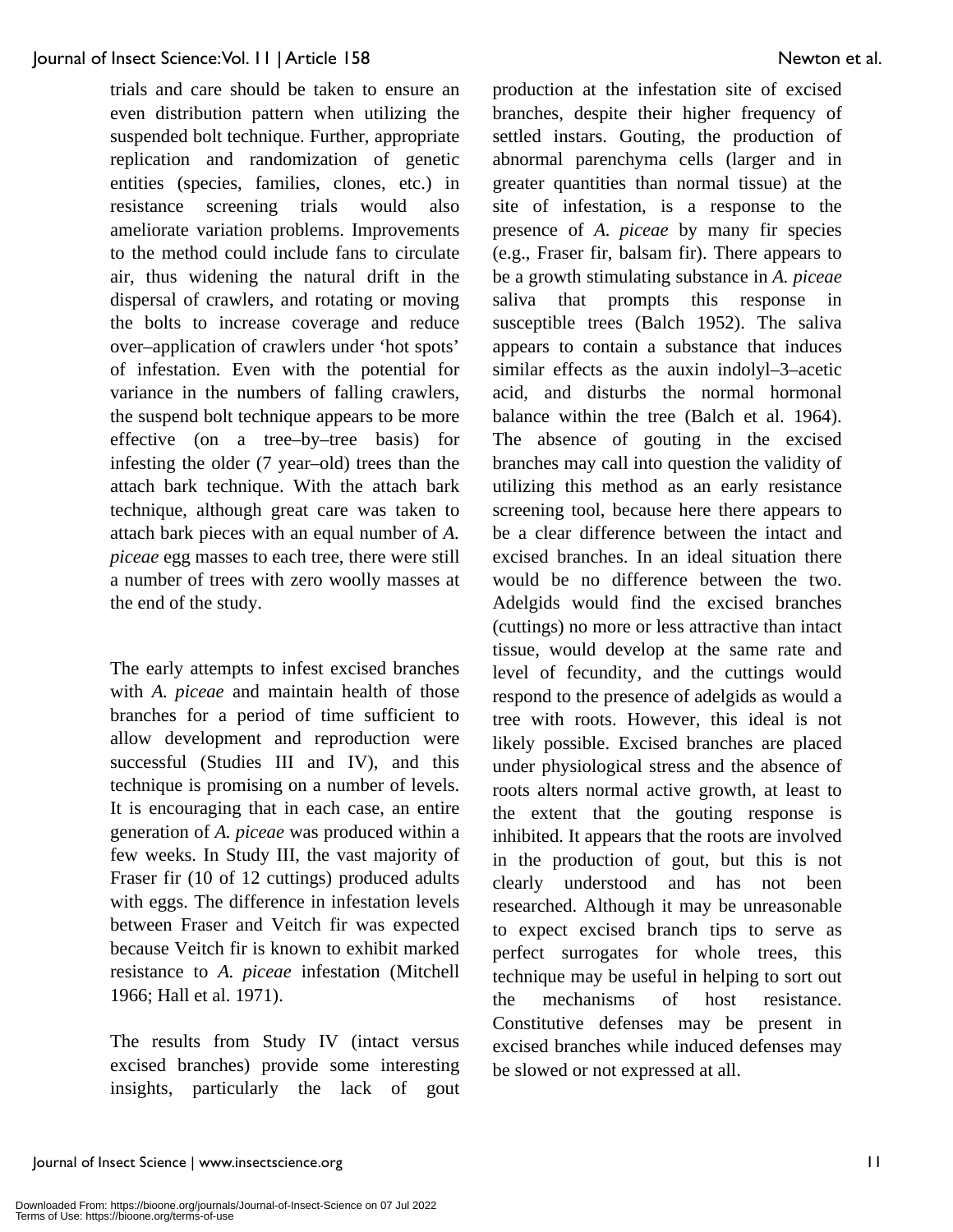trials and care should be taken to ensure an even distribution pattern when utilizing the suspended bolt technique. Further, appropriate replication and randomization of genetic entities (species, families, clones, etc.) in resistance screening trials would also ameliorate variation problems. Improvements to the method could include fans to circulate air, thus widening the natural drift in the dispersal of crawlers, and rotating or moving the bolts to increase coverage and reduce over–application of crawlers under 'hot spots' of infestation. Even with the potential for variance in the numbers of falling crawlers, the suspend bolt technique appears to be more effective (on a tree–by–tree basis) for infesting the older (7 year–old) trees than the attach bark technique. With the attach bark technique, although great care was taken to attach bark pieces with an equal number of *A. piceae* egg masses to each tree, there were still a number of trees with zero woolly masses at the end of the study.

The early attempts to infest excised branches with *A. piceae* and maintain health of those branches for a period of time sufficient to allow development and reproduction were successful (Studies III and IV), and this technique is promising on a number of levels. It is encouraging that in each case, an entire generation of *A. piceae* was produced within a few weeks. In Study III, the vast majority of Fraser fir (10 of 12 cuttings) produced adults with eggs. The difference in infestation levels between Fraser and Veitch fir was expected because Veitch fir is known to exhibit marked resistance to *A. piceae* infestation (Mitchell 1966; Hall et al. 1971).

The results from Study IV (intact versus excised branches) provide some interesting insights, particularly the lack of gout production at the infestation site of excised branches, despite their higher frequency of settled instars. Gouting, the production of abnormal parenchyma cells (larger and in greater quantities than normal tissue) at the site of infestation, is a response to the presence of *A. piceae* by many fir species (e.g., Fraser fir, balsam fir). There appears to be a growth stimulating substance in *A. piceae* saliva that prompts this response in susceptible trees (Balch 1952). The saliva appears to contain a substance that induces similar effects as the auxin indolyl–3–acetic acid, and disturbs the normal hormonal balance within the tree (Balch et al. 1964). The absence of gouting in the excised branches may call into question the validity of utilizing this method as an early resistance screening tool, because here there appears to be a clear difference between the intact and excised branches. In an ideal situation there would be no difference between the two. Adelgids would find the excised branches (cuttings) no more or less attractive than intact tissue, would develop at the same rate and level of fecundity, and the cuttings would respond to the presence of adelgids as would a tree with roots. However, this ideal is not likely possible. Excised branches are placed under physiological stress and the absence of roots alters normal active growth, at least to the extent that the gouting response is inhibited. It appears that the roots are involved in the production of gout, but this is not clearly understood and has not been researched. Although it may be unreasonable to expect excised branch tips to serve as perfect surrogates for whole trees, this technique may be useful in helping to sort out the mechanisms of host resistance. Constitutive defenses may be present in excised branches while induced defenses may be slowed or not expressed at all.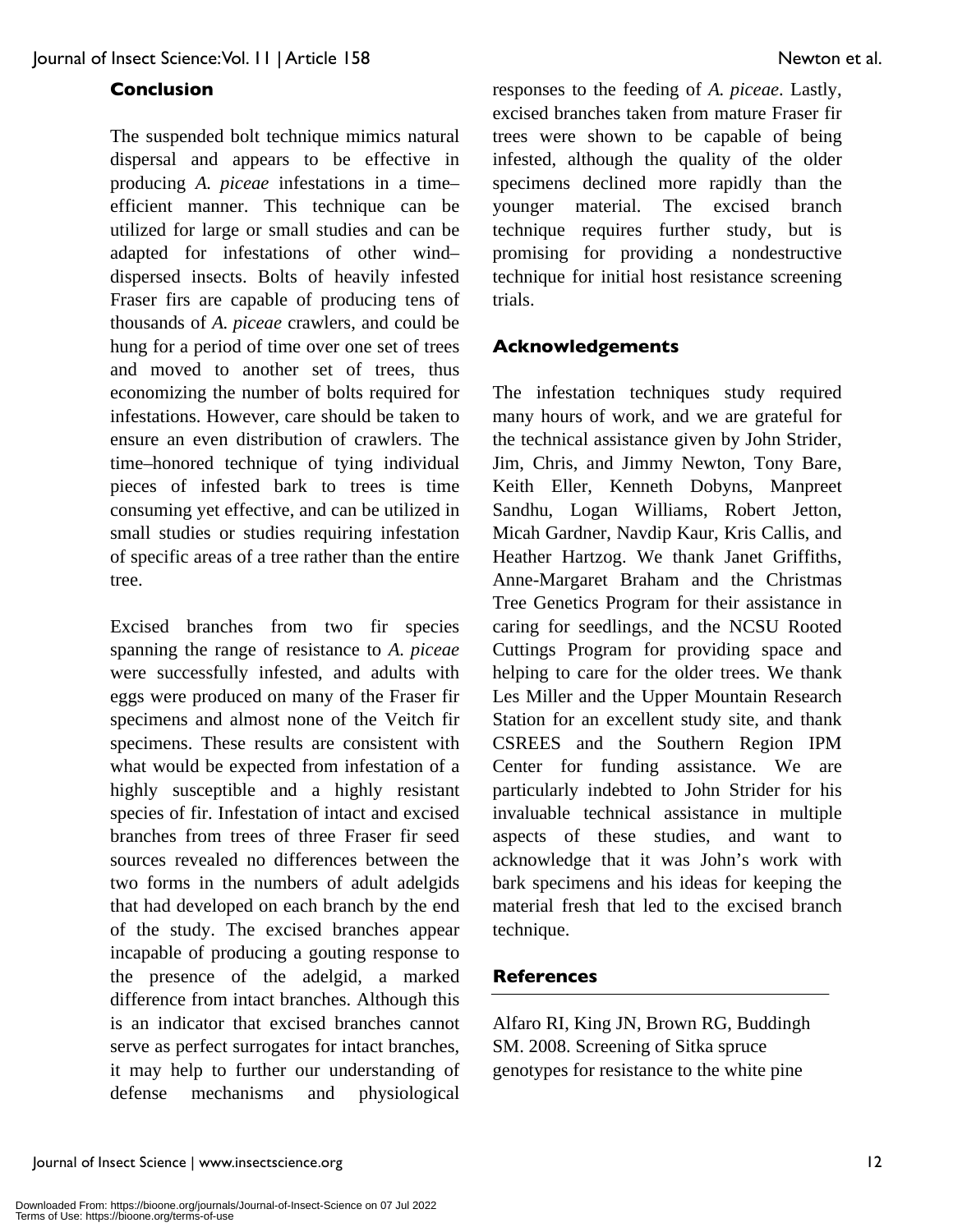## Conclusion

The suspended bolt technique mimics natural dispersal and appears to be effective in producing *A. piceae* infestations in a time–efficient manner. This technique can be utilized for large or small studies and can be adapted for infestations of other wind–dispersed insects. Bolts of heavily infested Fraser firs are capable of producing tens of thousands of *A. piceae* crawlers, and could be hung for a period of time over one set of trees and moved to another set of trees, thus economizing the number of bolts required for infestations. However, care should be taken to ensure an even distribution of crawlers. The time–honored technique of tying individual pieces of infested bark to trees is time consuming yet effective, and can be utilized in small studies or studies requiring infestation of specific areas of a tree rather than the entire tree.

Excised branches from two fir species spanning the range of resistance to *A. piceae* were successfully infested, and adults with eggs were produced on many of the Fraser fir specimens and almost none of the Veitch fir specimens. These results are consistent with what would be expected from infestation of a highly susceptible and a highly resistant species of fir. Infestation of intact and excised branches from trees of three Fraser fir seed sources revealed no differences between the two forms in the numbers of adult adelgids that had developed on each branch by the end of the study. The excised branches appear incapable of producing a gouting response to the presence of the adelgid, a marked difference from intact branches. Although this is an indicator that excised branches cannot serve as perfect surrogates for intact branches, it may help to further our understanding of defense mechanisms and physiological responses to the feeding of *A. piceae*. Lastly, excised branches taken from mature Fraser fir trees were shown to be capable of being infested, although the quality of the older specimens declined more rapidly than the younger material. The excised branch technique requires further study, but is promising for providing a nondestructive technique for initial host resistance screening trials.

## Acknowledgements

The infestation techniques study required many hours of work, and we are grateful for the technical assistance given by John Strider, Jim, Chris, and Jimmy Newton, Tony Bare, Keith Eller, Kenneth Dobyns, Manpreet Sandhu, Logan Williams, Robert Jetton, Micah Gardner, Navdip Kaur, Kris Callis, and Heather Hartzog. We thank Janet Griffiths, Anne-Margaret Braham and the Christmas Tree Genetics Program for their assistance in caring for seedlings, and the NCSU Rooted Cuttings Program for providing space and helping to care for the older trees. We thank Les Miller and the Upper Mountain Research Station for an excellent study site, and thank CSREES and the Southern Region IPM Center for funding assistance. We are particularly indebted to John Strider for his invaluable technical assistance in multiple aspects of these studies, and want to acknowledge that it was John's work with bark specimens and his ideas for keeping the material fresh that led to the excised branch technique.

## References

Alfaro RI, King JN, Brown RG, Buddingh SM. 2008. Screening of Sitka spruce genotypes for resistance to the white pine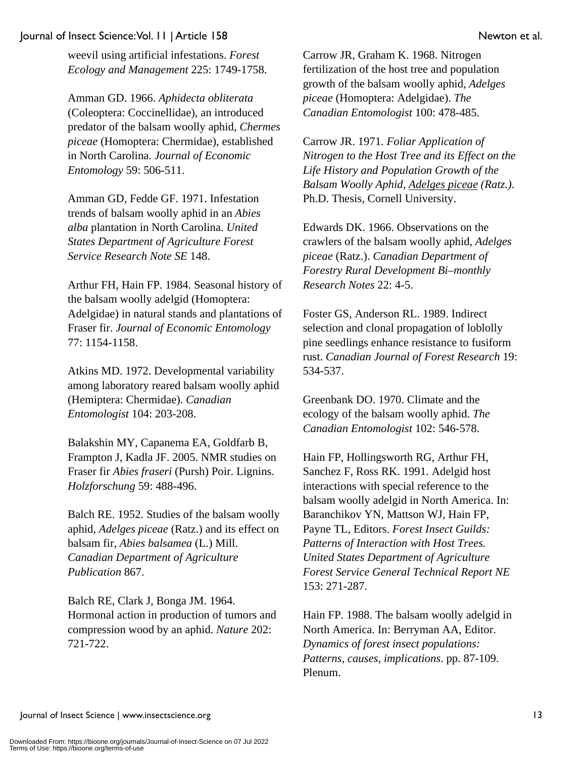weevil using artificial infestations. *Forest Ecology and Management* 225: 1749-1758.

Amman GD. 1966. *Aphidecta obliterata* (Coleoptera: Coccinellidae), an introduced predator of the balsam woolly aphid, *Chermes piceae* (Homoptera: Chermidae), established in North Carolina. *Journal of Economic Entomology* 59: 506-511.

Amman GD, Fedde GF. 1971. Infestation trends of balsam woolly aphid in an *Abies alba* plantation in North Carolina. *United States Department of Agriculture Forest Service Research Note SE* 148.

Arthur FH, Hain FP. 1984. Seasonal history of the balsam woolly adelgid (Homoptera: Adelgidae) in natural stands and plantations of Fraser fir. *Journal of Economic Entomology* 77: 1154-1158.

Atkins MD. 1972. Developmental variability among laboratory reared balsam woolly aphid (Hemiptera: Chermidae). *Canadian Entomologist* 104: 203-208.

Balakshin MY, Capanema EA, Goldfarb B, Frampton J, Kadla JF. 2005. NMR studies on Fraser fir *Abies fraseri* (Pursh) Poir. Lignins. *Holzforschung* 59: 488-496.

Balch RE. 1952. Studies of the balsam woolly aphid, *Adelges piceae* (Ratz.) and its effect on balsam fir, *Abies balsamea* (L.) Mill. *Canadian Department of Agriculture Publication* 867.

Balch RE, Clark J, Bonga JM. 1964. Hormonal action in production of tumors and compression wood by an aphid. *Nature* 202: 721-722.

Carrow JR, Graham K. 1968. Nitrogen fertilization of the host tree and population growth of the balsam woolly aphid, *Adelges piceae* (Homoptera: Adelgidae). *The Canadian Entomologist* 100: 478-485.

Carrow JR. 1971. *Foliar Application of Nitrogen to the Host Tree and its Effect on the Life History and Population Growth of the Balsam Woolly Aphid, Adelges piceae (Ratz.)*. Ph.D. Thesis, Cornell University.

Edwards DK. 1966. Observations on the crawlers of the balsam woolly aphid, *Adelges piceae* (Ratz.). *Canadian Department of Forestry Rural Development Bi–monthly Research Notes* 22: 4-5.

Foster GS, Anderson RL. 1989. Indirect selection and clonal propagation of loblolly pine seedlings enhance resistance to fusiform rust. *Canadian Journal of Forest Research* 19: 534-537.

Greenbank DO. 1970. Climate and the ecology of the balsam woolly aphid. *The Canadian Entomologist* 102: 546-578.

Hain FP, Hollingsworth RG, Arthur FH, Sanchez F, Ross RK. 1991. Adelgid host interactions with special reference to the balsam woolly adelgid in North America. In: Baranchikov YN, Mattson WJ, Hain FP, Payne TL, Editors. *Forest Insect Guilds: Patterns of Interaction with Host Trees. United States Department of Agriculture Forest Service General Technical Report NE* 153: 271-287.

Hain FP. 1988. The balsam woolly adelgid in North America. In: Berryman AA, Editor. *Dynamics of forest insect populations: Patterns, causes, implications*. pp. 87-109. Plenum.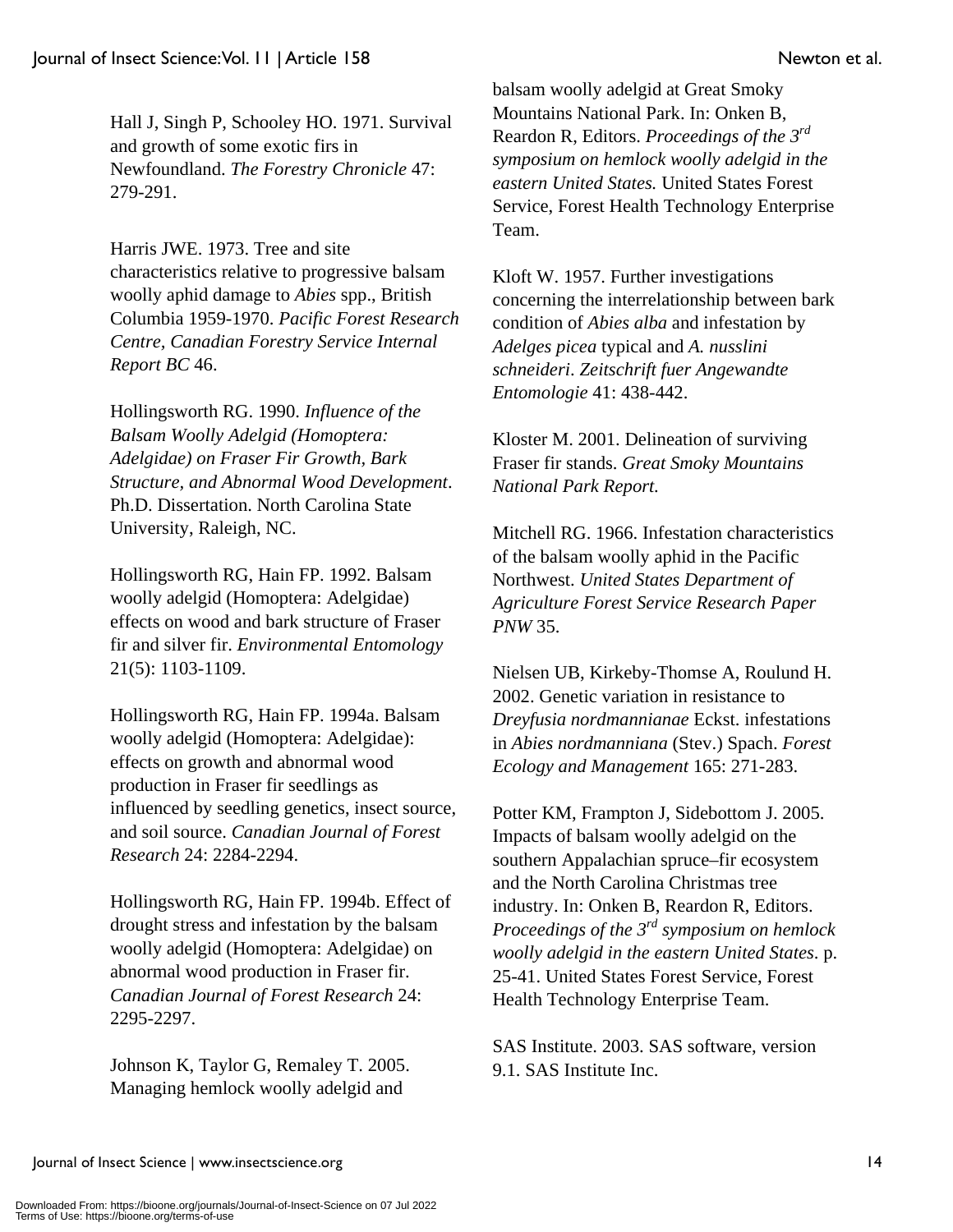Hall J, Singh P, Schooley HO. 1971. Survival and growth of some exotic firs in Newfoundland. *The Forestry Chronicle* 47: 279-291.

Harris JWE. 1973. Tree and site characteristics relative to progressive balsam woolly aphid damage to *Abies* spp., British Columbia 1959-1970. *Pacific Forest Research Centre, Canadian Forestry Service Internal Report BC* 46.

Hollingsworth RG. 1990. *Influence of the Balsam Woolly Adelgid (Homoptera: Adelgidae) on Fraser Fir Growth, Bark Structure, and Abnormal Wood Development*. Ph.D. Dissertation. North Carolina State University, Raleigh, NC.

Hollingsworth RG, Hain FP. 1992. Balsam woolly adelgid (Homoptera: Adelgidae) effects on wood and bark structure of Fraser fir and silver fir. *Environmental Entomology* 21(5): 1103-1109.

Hollingsworth RG, Hain FP. 1994a. Balsam woolly adelgid (Homoptera: Adelgidae): effects on growth and abnormal wood production in Fraser fir seedlings as influenced by seedling genetics, insect source, and soil source. *Canadian Journal of Forest Research* 24: 2284-2294.

Hollingsworth RG, Hain FP. 1994b. Effect of drought stress and infestation by the balsam woolly adelgid (Homoptera: Adelgidae) on abnormal wood production in Fraser fir. *Canadian Journal of Forest Research* 24: 2295-2297.

Johnson K, Taylor G, Remaley T. 2005. Managing hemlock woolly adelgid and balsam woolly adelgid at Great Smoky Mountains National Park. In: Onken B, Reardon R, Editors. *Proceedings of the 3rd symposium on hemlock woolly adelgid in the eastern United States.* United States Forest Service, Forest Health Technology Enterprise Team.

Kloft W. 1957. Further investigations concerning the interrelationship between bark condition of *Abies alba* and infestation by *Adelges picea* typical and *A. nusslini schneideri*. *Zeitschrift fuer Angewandte Entomologie* 41: 438-442.

Kloster M. 2001. Delineation of surviving Fraser fir stands. *Great Smoky Mountains National Park Report.*

Mitchell RG. 1966. Infestation characteristics of the balsam woolly aphid in the Pacific Northwest. *United States Department of Agriculture Forest Service Research Paper PNW* 35.

Nielsen UB, Kirkeby-Thomse A, Roulund H. 2002. Genetic variation in resistance to *Dreyfusia nordmannianae* Eckst. infestations in *Abies nordmanniana* (Stev.) Spach. *Forest Ecology and Management* 165: 271-283.

Potter KM, Frampton J, Sidebottom J. 2005. Impacts of balsam woolly adelgid on the southern Appalachian spruce–fir ecosystem and the North Carolina Christmas tree industry. In: Onken B, Reardon R, Editors. *Proceedings of the 3rd symposium on hemlock woolly adelgid in the eastern United States*. p. 25-41. United States Forest Service, Forest Health Technology Enterprise Team.

SAS Institute. 2003. SAS software, version 9.1. SAS Institute Inc.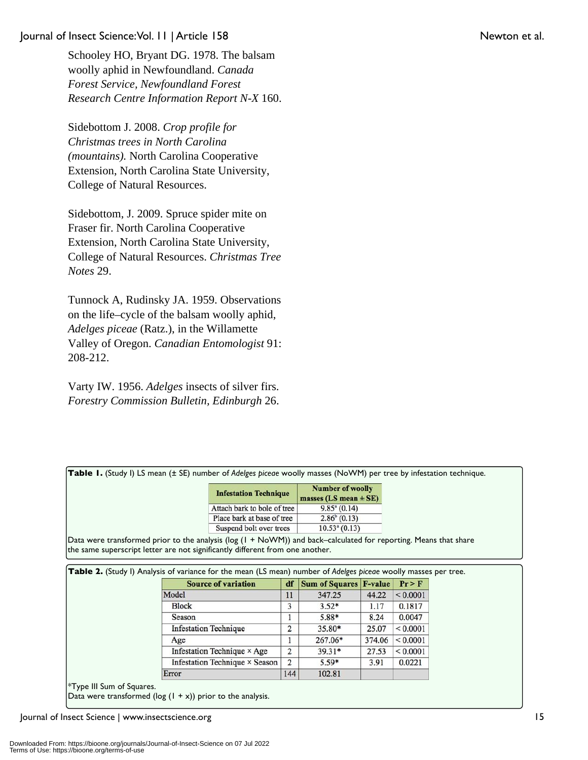Schooley HO, Bryant DG. 1978. The balsam woolly aphid in Newfoundland. *Canada Forest Service, Newfoundland Forest Research Centre Information Report N-X* 160.

Sidebottom J. 2008. *Crop profile for Christmas trees in North Carolina (mountains).* North Carolina Cooperative Extension, North Carolina State University, College of Natural Resources.

Sidebottom, J. 2009. Spruce spider mite on Fraser fir. North Carolina Cooperative Extension, North Carolina State University, College of Natural Resources. *Christmas Tree Notes* 29.

Tunnock A, Rudinsky JA. 1959. Observations on the life–cycle of the balsam woolly aphid, *Adelges piceae* (Ratz.), in the Willamette Valley of Oregon. *Canadian Entomologist* 91: 208-212.

Varty IW. 1956. *Adelges* insects of silver firs. *Forestry Commission Bulletin, Edinburgh* 26.

**Table 1.** (Study I) LS mean (± SE) number of *Adelges piceae* woolly masses (NoWM) per tree by infestation technique.

| Infestation Technique | Number of woolly masses (LS mean ± SE) |
|---|---|
| Attach bark to bole of tree | $9.85^a$ (0.14) |
| Place bark at base of tree | $2.86^b$ (0.13) |
| Suspend bolt over trees | $10.53^a$ (0.13) |

Data were transformed prior to the analysis (log (1 + NoWM)) and back–calculated for reporting. Means that share the same superscript letter are not significantly different from one another.

**Table 2.** (Study I) Analysis of variance for the mean (LS mean) number of *Adelges piceae* woolly masses per tree.

| Source of variation | df | Sum of Squares | F-value | Pr > F |
|---|---|---|---|---|
| Model | 11 | 347.25 | 44.22 | < 0.0001 |
| Block | 3 | 3.52* | 1.17 | 0.1817 |
| Season | 1 | 5.88* | 8.24 | 0.0047 |
| Infestation Technique | 2 | 35.80* | 25.07 | < 0.0001 |
| Age | 1 | 267.06* | 374.06 | < 0.0001 |
| Infestation Technique × Age | 2 | 39.31* | 27.53 | < 0.0001 |
| Infestation Technique × Season | 2 | 5.59* | 3.91 | 0.0221 |
| Error | 144 | 102.81 | | |

*Type III Sum of Squares.
Data were transformed (log (1 + x)) prior to the analysis.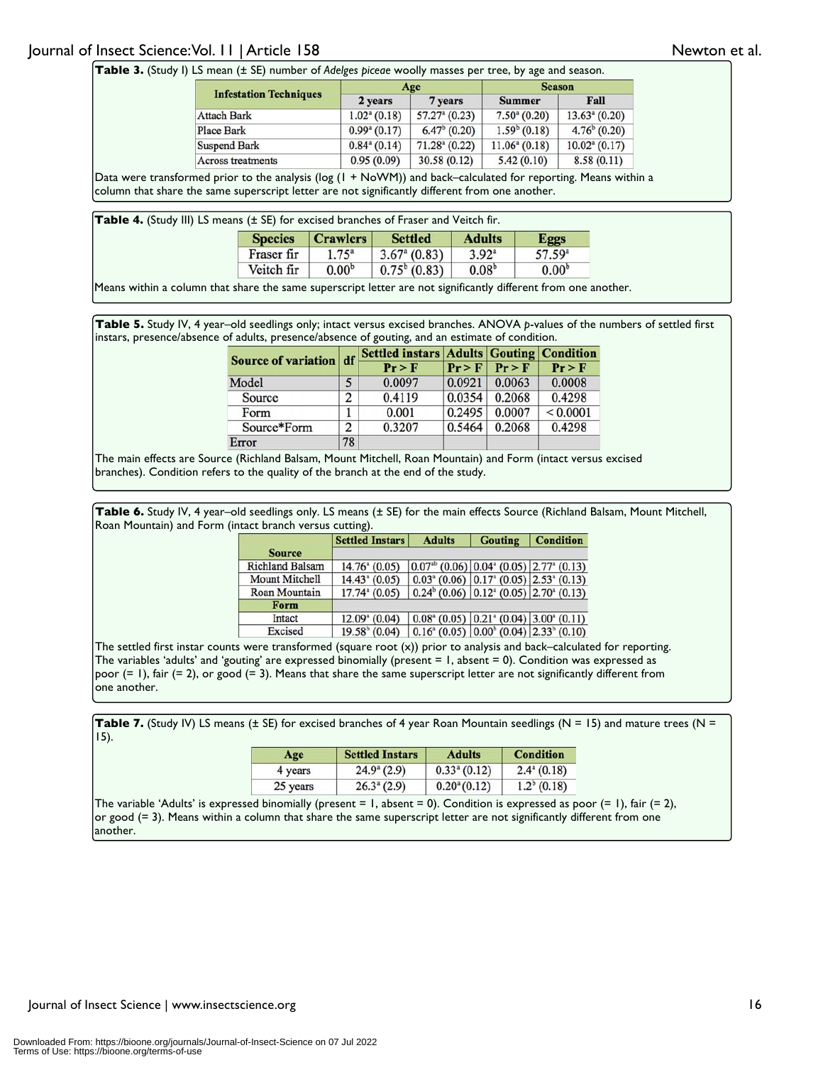**Table 3.** (Study I) LS mean (± SE) number of *Adelges piceae* woolly masses per tree, by age and season.

| Infestation Techniques | Age | | Season | |
|---|---|---|---|---|
| | 2 years | 7 years | Summer | Fall |
| Attach Bark | 1.02[a] (0.18) | 57.27[a] (0.23) | 7.50[a] (0.20) | 13.63[a] (0.20) |
| Place Bark | 0.99[a] (0.17) | 6.47[b] (0.20) | 1.59[b] (0.18) | 4.76[b] (0.20) |
| Suspend Bark | 0.84[a] (0.14) | 71.28[a] (0.22) | 11.06[a] (0.18) | 10.02[a] (0.17) |
| Across treatments | 0.95 (0.09) | 30.58 (0.12) | 5.42 (0.10) | 8.58 (0.11) |

Data were transformed prior to the analysis (log (1 + NoWM)) and back–calculated for reporting. Means within a column that share the same superscript letter are not significantly different from one another.

**Table 4.** (Study III) LS means (± SE) for excised branches of Fraser and Veitch fir.

| Species | Crawlers | Settled | Adults | Eggs |
|---|---|---|---|---|
| Fraser fir | 1.75[a] | 3.67[a] (0.83) | 3.92[a] | 57.59[a] |
| Veitch fir | 0.00[b] | 0.75[b] (0.83) | 0.08[b] | 0.00[b] |

Means within a column that share the same superscript letter are not significantly different from one another.

**Table 5.** Study IV, 4 year–old seedlings only; intact versus excised branches. ANOVA *p*-values of the numbers of settled first instars, presence/absence of adults, presence/absence of gouting, and an estimate of condition.

| Source of variation | df | Settled instars | Adults | Gouting | Condition |
|---|---|---|---|---|---|
| | | Pr > F | Pr > F | Pr > F | Pr > F |
| Model | 5 | 0.0097 | 0.0921 | 0.0063 | 0.0008 |
| Source | 2 | 0.4119 | 0.0354 | 0.2068 | 0.4298 |
| Form | 1 | 0.001 | 0.2495 | 0.0007 | < 0.0001 |
| Source*Form | 2 | 0.3207 | 0.5464 | 0.2068 | 0.4298 |
| Error | 78 | | | | |

The main effects are Source (Richland Balsam, Mount Mitchell, Roan Mountain) and Form (intact versus excised branches). Condition refers to the quality of the branch at the end of the study.

**Table 6.** Study IV, 4 year–old seedlings only. LS means (± SE) for the main effects Source (Richland Balsam, Mount Mitchell, Roan Mountain) and Form (intact branch versus cutting).

| | Settled Instars | Adults | Gouting | Condition |
|---|---|---|---|---|
| **Source** | | | | |
| Richland Balsam | 14.76[a] (0.05) | 0.07[ab] (0.06) | 0.04[a] (0.05) | 2.77[a] (0.13) |
| Mount Mitchell | 14.43[a] (0.05) | 0.03[a] (0.06) | 0.17[a] (0.05) | 2.53[a] (0.13) |
| Roan Mountain | 17.74[a] (0.05) | 0.24[b] (0.06) | 0.12[a] (0.05) | 2.70[a] (0.13) |
| **Form** | | | | |
| Intact | 12.09[a] (0.04) | 0.08[a] (0.05) | 0.21[a] (0.04) | 3.00[a] (0.11) |
| Excised | 19.58[b] (0.04) | 0.16[a] (0.05) | 0.00[b] (0.04) | 2.33[b] (0.10) |

The settled first instar counts were transformed (square root (x)) prior to analysis and back–calculated for reporting. The variables 'adults' and 'gouting' are expressed binomially (present = 1, absent = 0). Condition was expressed as poor (= 1), fair (= 2), or good (= 3). Means that share the same superscript letter are not significantly different from one another.

**Table 7.** (Study IV) LS means (± SE) for excised branches of 4 year Roan Mountain seedlings (N = 15) and mature trees (N = 15).

| Age | Settled Instars | Adults | Condition |
|---|---|---|---|
| 4 years | 24.9[a] (2.9) | 0.33[a] (0.12) | 2.4[a] (0.18) |
| 25 years | 26.3[a] (2.9) | 0.20[a] (0.12) | 1.2[b] (0.18) |

The variable 'Adults' is expressed binomially (present = 1, absent = 0). Condition is expressed as poor (= 1), fair (= 2), or good (= 3). Means within a column that share the same superscript letter are not significantly different from one another.